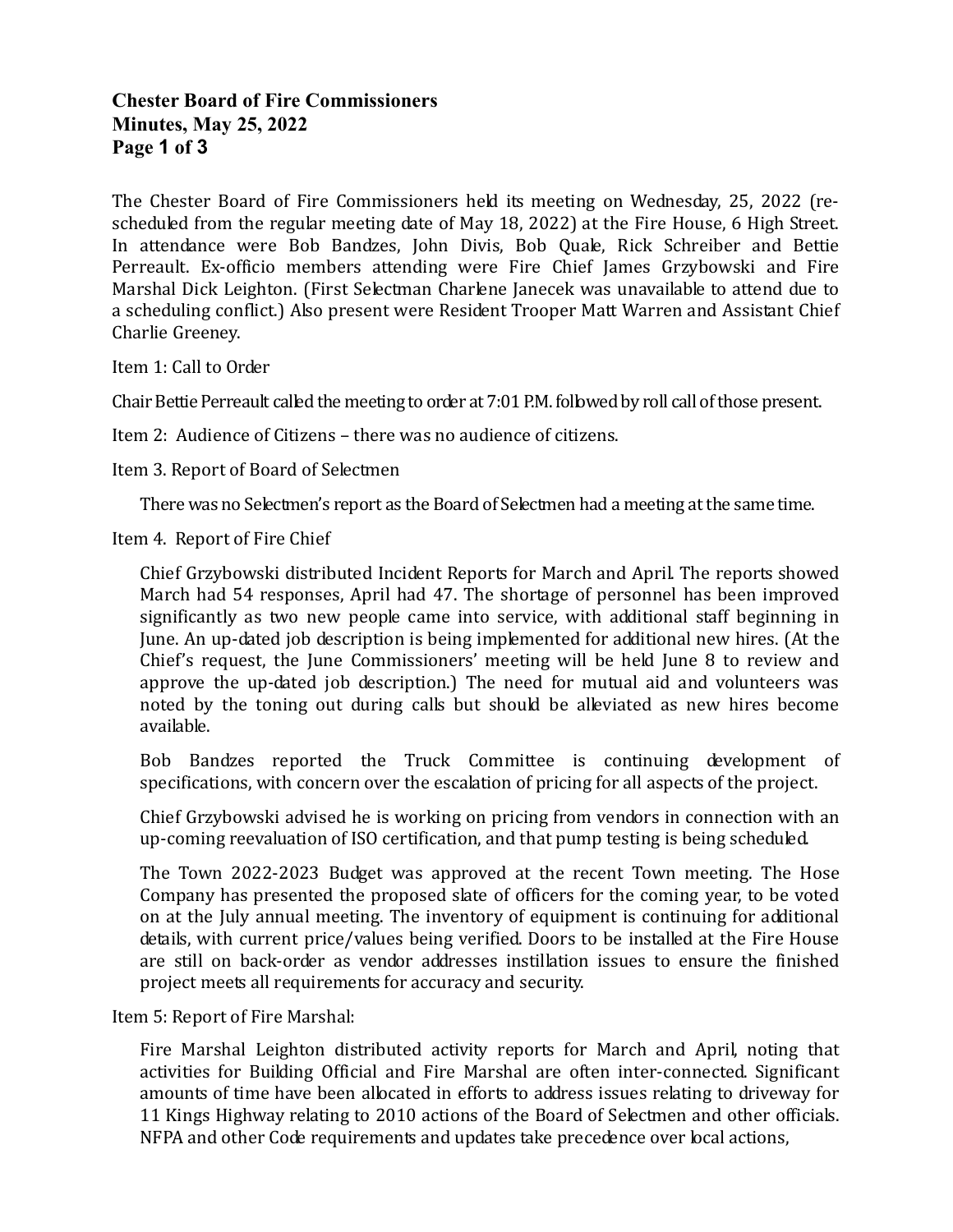**Chester Board of Fire Commissioners**
**Minutes, May 25, 2022**

The Chester Board of Fire Commissioners held its meeting on Wednesday, 25, 2022 (re-scheduled from the regular meeting date of May 18, 2022) at the Fire House, 6 High Street. In attendance were Bob Bandzes, John Divis, Bob Quale, Rick Schreiber and Bettie Perreault. Ex-officio members attending were Fire Chief James Grzybowski and Fire Marshal Dick Leighton. (First Selectman Charlene Janecek was unavailable to attend due to a scheduling conflict.) Also present were Resident Trooper Matt Warren and Assistant Chief Charlie Greeney.

Item 1: Call to Order

Chair Bettie Perreault called the meeting to order at 7:01 P.M. followed by roll call of those present.

Item 2: Audience of Citizens – there was no audience of citizens.

Item 3. Report of Board of Selectmen

There was no Selectmen's report as the Board of Selectmen had a meeting at the same time.

Item 4. Report of Fire Chief

Chief Grzybowski distributed Incident Reports for March and April. The reports showed March had 54 responses, April had 47. The shortage of personnel has been improved significantly as two new people came into service, with additional staff beginning in June. An up-dated job description is being implemented for additional new hires. (At the Chief's request, the June Commissioners' meeting will be held June 8 to review and approve the up-dated job description.) The need for mutual aid and volunteers was noted by the toning out during calls but should be alleviated as new hires become available.

Bob Bandzes reported the Truck Committee is continuing development of specifications, with concern over the escalation of pricing for all aspects of the project.

Chief Grzybowski advised he is working on pricing from vendors in connection with an up-coming reevaluation of ISO certification, and that pump testing is being scheduled.

The Town 2022-2023 Budget was approved at the recent Town meeting. The Hose Company has presented the proposed slate of officers for the coming year, to be voted on at the July annual meeting. The inventory of equipment is continuing for additional details, with current price/values being verified. Doors to be installed at the Fire House are still on back-order as vendor addresses instillation issues to ensure the finished project meets all requirements for accuracy and security.

Item 5: Report of Fire Marshal:

Fire Marshal Leighton distributed activity reports for March and April, noting that activities for Building Official and Fire Marshal are often inter-connected. Significant amounts of time have been allocated in efforts to address issues relating to driveway for 11 Kings Highway relating to 2010 actions of the Board of Selectmen and other officials. NFPA and other Code requirements and updates take precedence over local actions,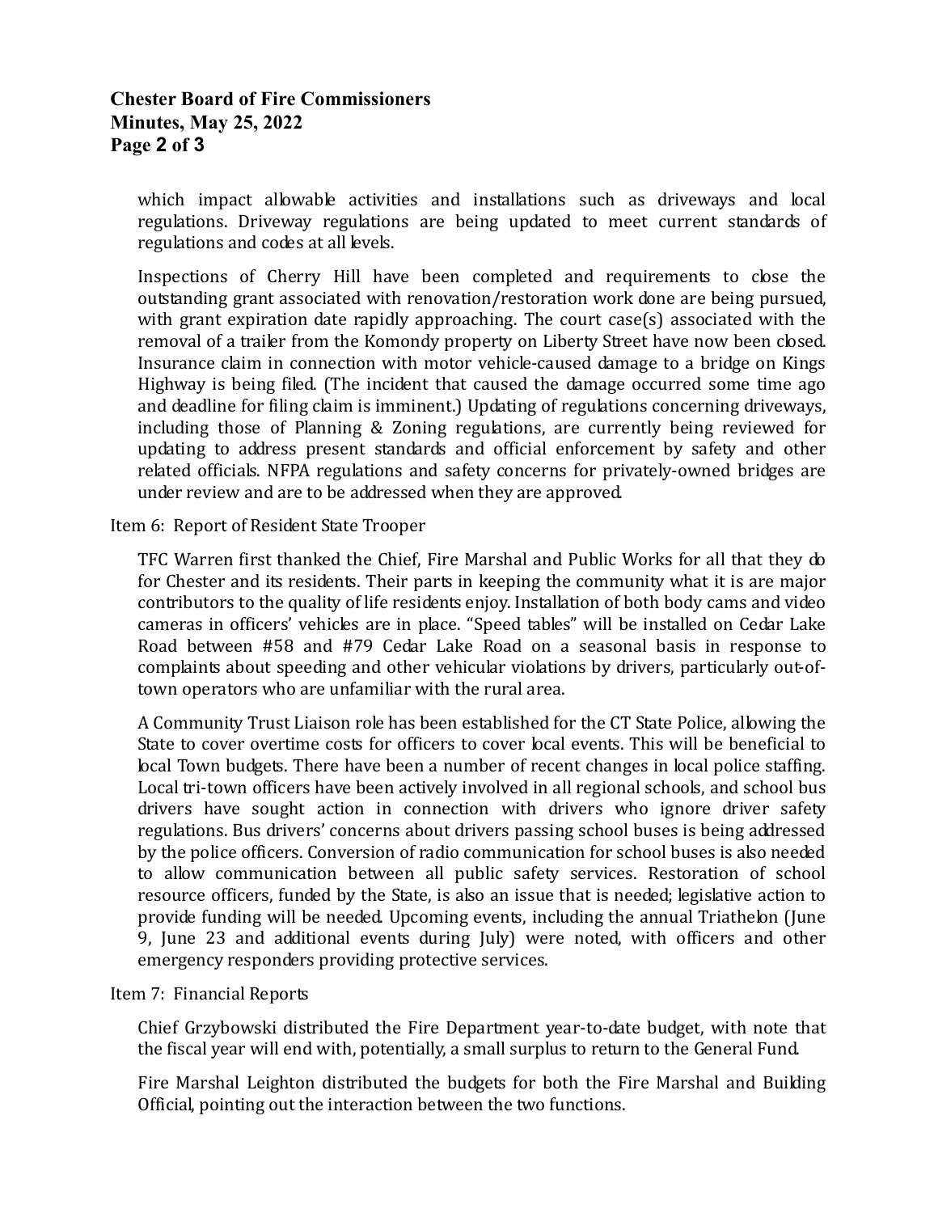which impact allowable activities and installations such as driveways and local regulations. Driveway regulations are being updated to meet current standards of regulations and codes at all levels.

Inspections of Cherry Hill have been completed and requirements to close the outstanding grant associated with renovation/restoration work done are being pursued, with grant expiration date rapidly approaching. The court case(s) associated with the removal of a trailer from the Komondy property on Liberty Street have now been closed. Insurance claim in connection with motor vehicle-caused damage to a bridge on Kings Highway is being filed. (The incident that caused the damage occurred some time ago and deadline for filing claim is imminent.) Updating of regulations concerning driveways, including those of Planning & Zoning regulations, are currently being reviewed for updating to address present standards and official enforcement by safety and other related officials. NFPA regulations and safety concerns for privately-owned bridges are under review and are to be addressed when they are approved.

Item 6: Report of Resident State Trooper

TFC Warren first thanked the Chief, Fire Marshal and Public Works for all that they do for Chester and its residents. Their parts in keeping the community what it is are major contributors to the quality of life residents enjoy. Installation of both body cams and video cameras in officers' vehicles are in place. "Speed tables" will be installed on Cedar Lake Road between #58 and #79 Cedar Lake Road on a seasonal basis in response to complaints about speeding and other vehicular violations by drivers, particularly out-of-town operators who are unfamiliar with the rural area.

A Community Trust Liaison role has been established for the CT State Police, allowing the State to cover overtime costs for officers to cover local events. This will be beneficial to local Town budgets. There have been a number of recent changes in local police staffing. Local tri-town officers have been actively involved in all regional schools, and school bus drivers have sought action in connection with drivers who ignore driver safety regulations. Bus drivers' concerns about drivers passing school buses is being addressed by the police officers. Conversion of radio communication for school buses is also needed to allow communication between all public safety services. Restoration of school resource officers, funded by the State, is also an issue that is needed; legislative action to provide funding will be needed. Upcoming events, including the annual Triathelon (June 9, June 23 and additional events during July) were noted, with officers and other emergency responders providing protective services.

Item 7: Financial Reports

Chief Grzybowski distributed the Fire Department year-to-date budget, with note that the fiscal year will end with, potentially, a small surplus to return to the General Fund.

Fire Marshal Leighton distributed the budgets for both the Fire Marshal and Building Official, pointing out the interaction between the two functions.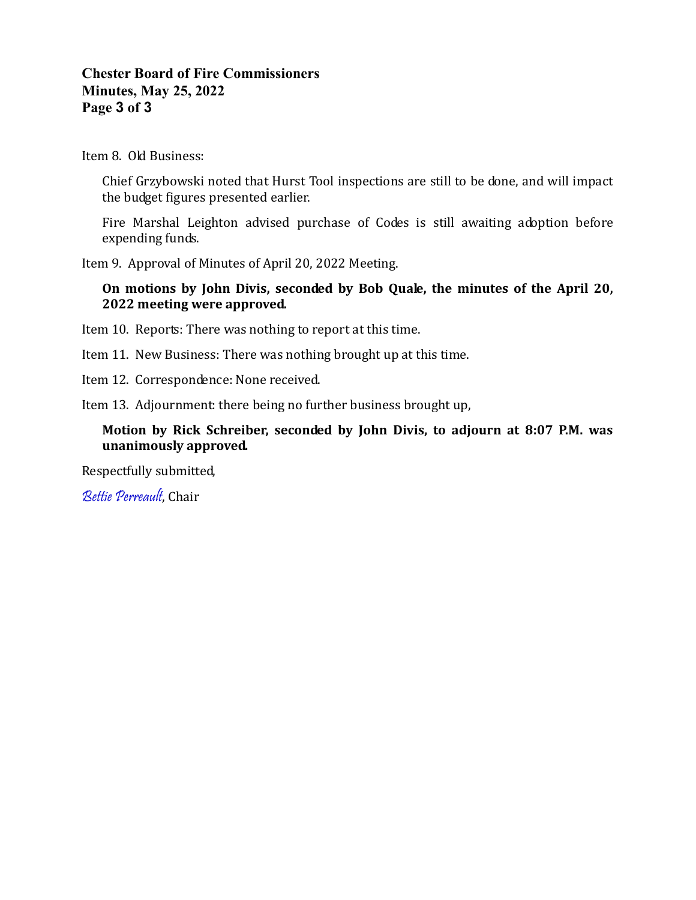Item 8. Old Business:

Chief Grzybowski noted that Hurst Tool inspections are still to be done, and will impact the budget figures presented earlier.

Fire Marshal Leighton advised purchase of Codes is still awaiting adoption before expending funds.

Item 9. Approval of Minutes of April 20, 2022 Meeting.

**On motions by John Divis, seconded by Bob Quale, the minutes of the April 20, 2022 meeting were approved.**

Item 10. Reports: There was nothing to report at this time.

Item 11. New Business: There was nothing brought up at this time.

Item 12. Correspondence: None received.

Item 13. Adjournment: there being no further business brought up,

**Motion by Rick Schreiber, seconded by John Divis, to adjourn at 8:07 P.M. was unanimously approved.**

Respectfully submitted,

*Bettie Perreault*, Chair